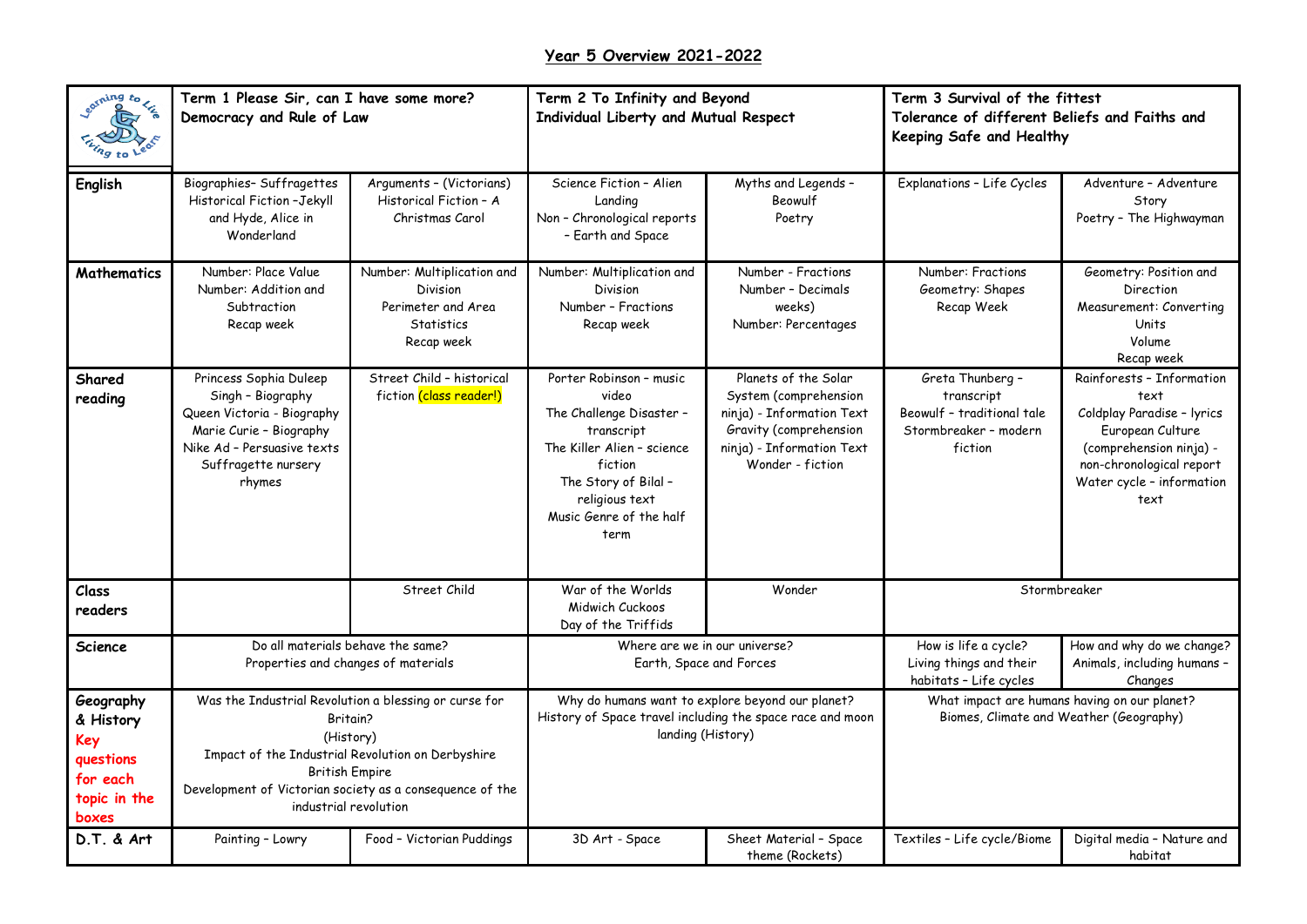# Year 5 Overview 2021-2022

| | Term 1 Please Sir, can I have some more? Democracy and Rule of Law | | Term 2 To Infinity and Beyond Individual Liberty and Mutual Respect | | Term 3 Survival of the fittest Tolerance of different Beliefs and Faiths and Keeping Safe and Healthy | |
|---|---|---|---|---|---|---|
| **English** | Biographies– Suffragettes<br>Historical Fiction –Jekyll and Hyde, Alice in Wonderland | Arguments – (Victorians)<br>Historical Fiction – A Christmas Carol | Science Fiction – Alien Landing<br>Non – Chronological reports – Earth and Space | Myths and Legends – Beowulf<br>Poetry | Explanations – Life Cycles | Adventure – Adventure Story<br>Poetry – The Highwayman |
| **Mathematics** | Number: Place Value<br>Number: Addition and Subtraction<br>Recap week | Number: Multiplication and Division<br>Perimeter and Area<br>Statistics<br>Recap week | Number: Multiplication and Division<br>Number – Fractions<br>Recap week | Number - Fractions<br>Number – Decimals weeks)<br>Number: Percentages | Number: Fractions<br>Geometry: Shapes<br>Recap Week | Geometry: Position and Direction<br>Measurement: Converting Units<br>Volume<br>Recap week |
| **Shared reading** | Princess Sophia Duleep Singh – Biography<br>Queen Victoria - Biography<br>Marie Curie – Biography<br>Nike Ad – Persuasive texts<br>Suffragette nursery rhymes | Street Child – historical fiction (class reader!) | Porter Robinson – music video<br>The Challenge Disaster – transcript<br>The Killer Alien – science fiction<br>The Story of Bilal – religious text<br>Music Genre of the half term | Planets of the Solar System (comprehension ninja) - Information Text<br>Gravity (comprehension ninja) - Information Text<br>Wonder - fiction | Greta Thunberg – transcript<br>Beowulf – traditional tale<br>Stormbreaker – modern fiction | Rainforests – Information text<br>Coldplay Paradise – lyrics<br>European Culture (comprehension ninja) - non-chronological report<br>Water cycle – information text |
| **Class readers** | | Street Child | War of the Worlds<br>Midwich Cuckoos<br>Day of the Triffids | Wonder | Stormbreaker | |
| **Science** | Do all materials behave the same?<br>Properties and changes of materials | | Where are we in our universe?<br>Earth, Space and Forces | | How is life a cycle?<br>Living things and their habitats – Life cycles | How and why do we change?<br>Animals, including humans – Changes |
| **Geography & History** Key questions for each topic in the boxes | Was the Industrial Revolution a blessing or curse for Britain?<br>(History)<br>Impact of the Industrial Revolution on Derbyshire<br>British Empire<br>Development of Victorian society as a consequence of the industrial revolution | | Why do humans want to explore beyond our planet?<br>History of Space travel including the space race and moon landing (History) | | What impact are humans having on our planet?<br>Biomes, Climate and Weather (Geography) | |
| **D.T. & Art** | Painting – Lowry | Food – Victorian Puddings | 3D Art - Space | Sheet Material – Space theme (Rockets) | Textiles – Life cycle/Biome | Digital media – Nature and habitat |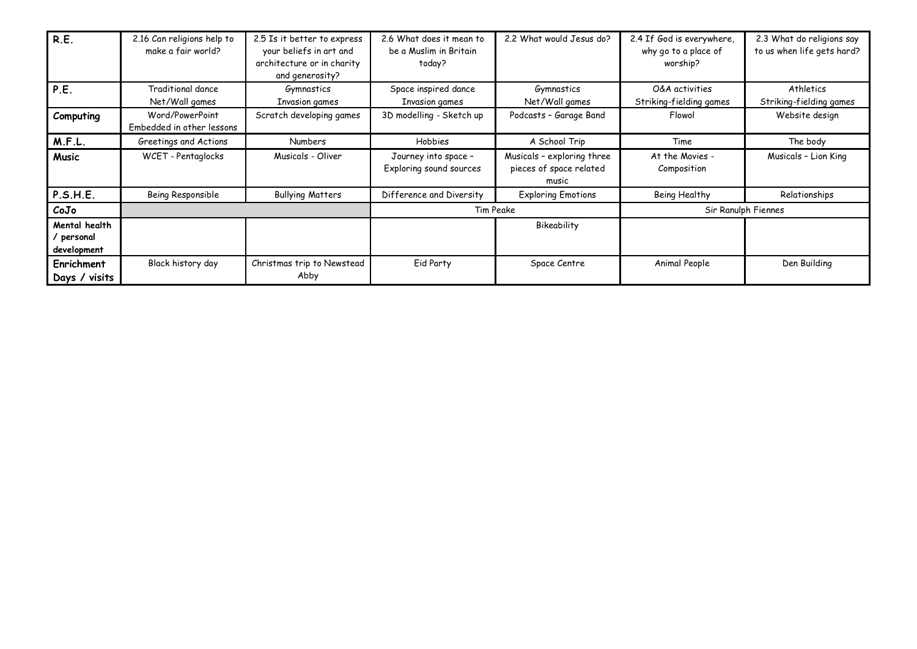| | | | | | | |
|---|---|---|---|---|---|---|
| **R.E.** | 2.16 Can religions help to make a fair world? | 2.5 Is it better to express your beliefs in art and architecture or in charity and generosity? | 2.6 What does it mean to be a Muslim in Britain today? | 2.2 What would Jesus do? | 2.4 If God is everywhere, why go to a place of worship? | 2.3 What do religions say to us when life gets hard? |
| **P.E.** | Traditional dance<br>Net/Wall games | Gymnastics<br>Invasion games | Space inspired dance<br>Invasion games | Gymnastics<br>Net/Wall games | O&A activities<br>Striking-fielding games | Athletics<br>Striking-fielding games |
| **Computing** | Word/PowerPoint<br>Embedded in other lessons | Scratch developing games | 3D modelling - Sketch up | Podcasts – Garage Band | Flowol | Website design |
| **M.F.L.** | Greetings and Actions | Numbers | Hobbies | A School Trip | Time | The body |
| **Music** | WCET - Pentaglocks | Musicals - Oliver | Journey into space – Exploring sound sources | Musicals – exploring three pieces of space related music | At the Movies - Composition | Musicals – Lion King |
| **P.S.H.E.** | Being Responsible | Bullying Matters | Difference and Diversity | Exploring Emotions | Being Healthy | Relationships |
| **CoJo** | | | Tim Peake | | Sir Ranulph Fiennes | |
| **Mental health / personal development** | | | | Bikeability | | |
| **Enrichment Days / visits** | Black history day | Christmas trip to Newstead Abby | Eid Party | Space Centre | Animal People | Den Building |